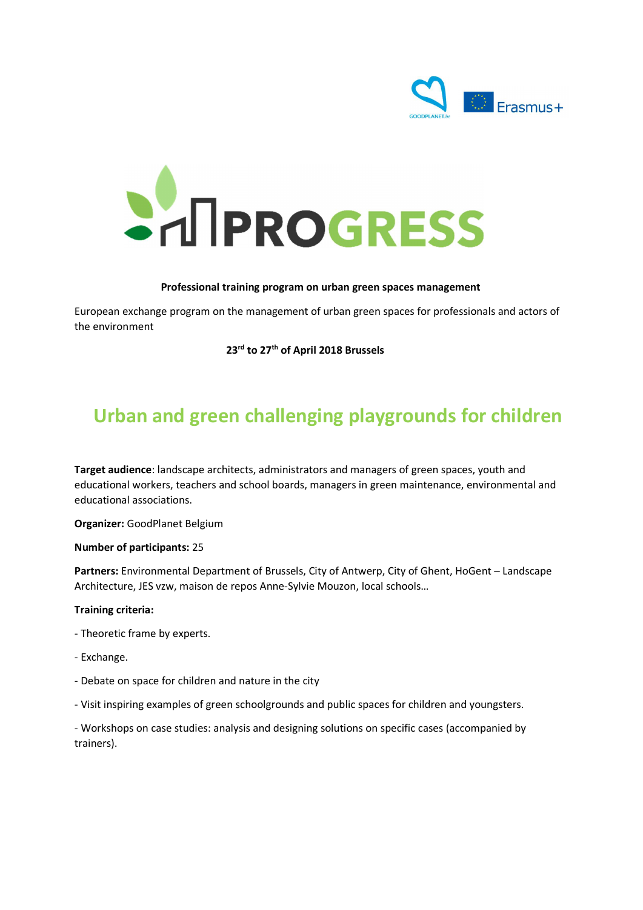# PROGRESS

**Professional training program on urban green spaces management**

European exchange program on the management of urban green spaces for professionals and actors of the environment

**23rd to 27th of April 2018 Brussels**

## Urban and green challenging playgrounds for children

**Target audience**: landscape architects, administrators and managers of green spaces, youth and educational workers, teachers and school boards, managers in green maintenance, environmental and educational associations.

**Organizer:** GoodPlanet Belgium

**Number of participants:** 25

**Partners:** Environmental Department of Brussels, City of Antwerp, City of Ghent, HoGent – Landscape Architecture, JES vzw, maison de repos Anne-Sylvie Mouzon, local schools…

**Training criteria:**

- Theoretic frame by experts.

- Exchange.

- Debate on space for children and nature in the city

- Visit inspiring examples of green schoolgrounds and public spaces for children and youngsters.

- Workshops on case studies: analysis and designing solutions on specific cases (accompanied by trainers).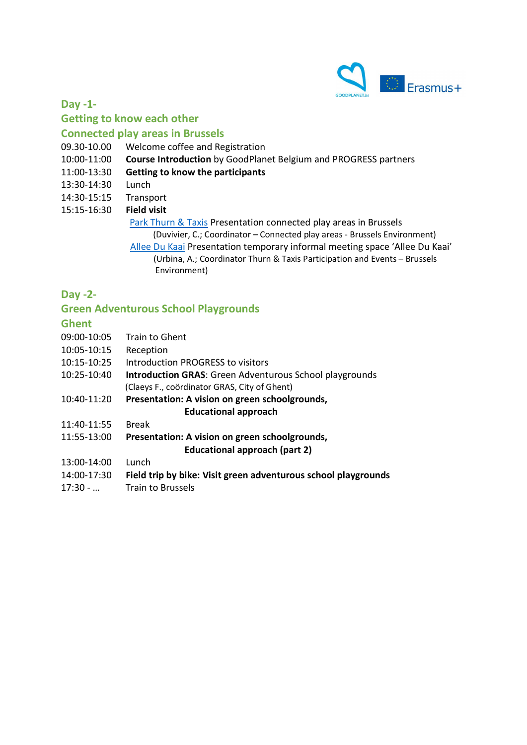## Day -1-
## Getting to know each other
## Connected play areas in Brussels

| | |
|---|---|
| 09.30-10.00 | Welcome coffee and Registration |
| 10:00-11:00 | **Course Introduction** by GoodPlanet Belgium and PROGRESS partners |
| 11:00-13:30 | **Getting to know the participants** |
| 13:30-14:30 | Lunch |
| 14:30-15:15 | Transport |
| 15:15-16:30 | **Field visit** |

Park Thurn & Taxis Presentation connected play areas in Brussels
(Duvivier, C.; Coordinator – Connected play areas - Brussels Environment)

Allee Du Kaai Presentation temporary informal meeting space 'Allee Du Kaai'
(Urbina, A.; Coordinator Thurn & Taxis Participation and Events – Brussels Environment)

## Day -2-
## Green Adventurous School Playgrounds
## Ghent

| | |
|---|---|
| 09:00-10:05 | Train to Ghent |
| 10:05-10:15 | Reception |
| 10:15-10:25 | Introduction PROGRESS to visitors |
| 10:25-10:40 | **Introduction GRAS**: Green Adventurous School playgrounds (Claeys F., coördinator GRAS, City of Ghent) |
| 10:40-11:20 | **Presentation: A vision on green schoolgrounds, Educational approach** |
| 11:40-11:55 | Break |
| 11:55-13:00 | **Presentation: A vision on green schoolgrounds, Educational approach (part 2)** |
| 13:00-14:00 | Lunch |
| 14:00-17:30 | **Field trip by bike: Visit green adventurous school playgrounds** |
| 17:30 - … | Train to Brussels |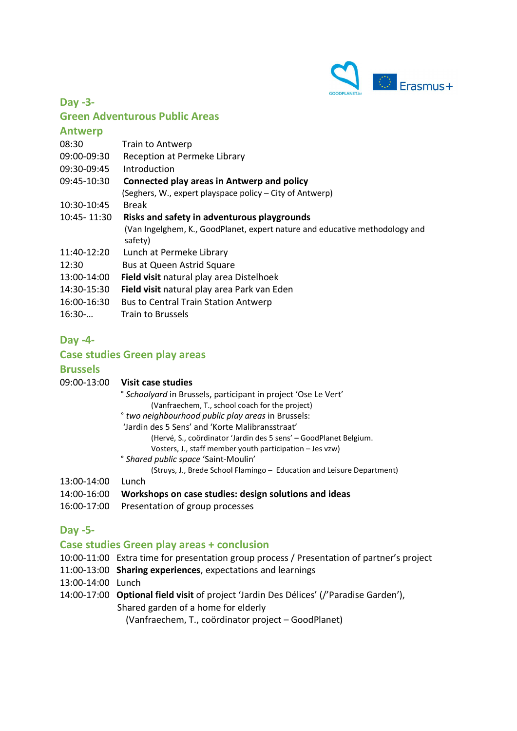## Day -3-

## Green Adventurous Public Areas

## Antwerp

08:30 Train to Antwerp

09:00-09:30 Reception at Permeke Library

09:30-09:45 Introduction

09:45-10:30 **Connected play areas in Antwerp and policy**
(Seghers, W., expert playspace policy – City of Antwerp)

10:30-10:45 Break

10:45- 11:30 **Risks and safety in adventurous playgrounds**
(Van Ingelghem, K., GoodPlanet, expert nature and educative methodology and safety)

11:40-12:20 Lunch at Permeke Library

12:30 Bus at Queen Astrid Square

13:00-14:00 **Field visit** natural play area Distelhoek

14:30-15:30 **Field visit** natural play area Park van Eden

16:00-16:30 Bus to Central Train Station Antwerp

16:30-… Train to Brussels

## Day -4-

## Case studies Green play areas

## Brussels

09:00-13:00 **Visit case studies**

° *Schoolyard* in Brussels, participant in project 'Ose Le Vert'
(Vanfraechem, T., school coach for the project)

° *two neighbourhood public play areas* in Brussels:
'Jardin des 5 Sens' and 'Korte Malibransstraat'
(Hervé, S., coördinator 'Jardin des 5 sens' – GoodPlanet Belgium.
Vosters, J., staff member youth participation – Jes vzw)

° *Shared public space* 'Saint-Moulin'
(Struys, J., Brede School Flamingo – Education and Leisure Department)

13:00-14:00 Lunch

14:00-16:00 **Workshops on case studies: design solutions and ideas**

16:00-17:00 Presentation of group processes

## Day -5-

## Case studies Green play areas + conclusion

10:00-11:00 Extra time for presentation group process / Presentation of partner's project

11:00-13:00 **Sharing experiences**, expectations and learnings

13:00-14:00 Lunch

14:00-17:00 **Optional field visit** of project 'Jardin Des Délices' (/'Paradise Garden'),
Shared garden of a home for elderly
(Vanfraechem, T., coördinator project – GoodPlanet)